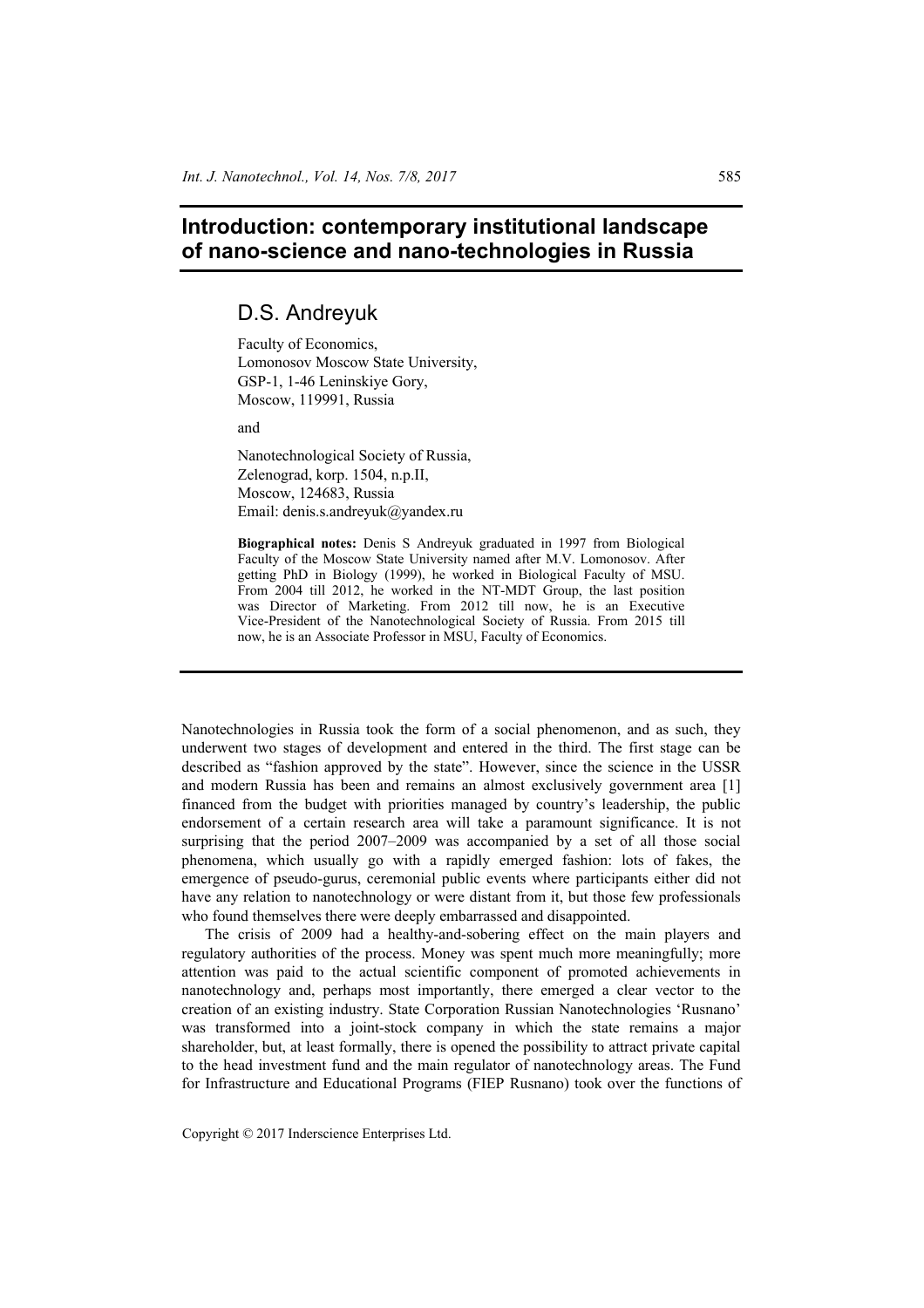# Introduction: contemporary institutional landscape of nano-science and nano-technologies in Russia

## D.S. Andreyuk

Faculty of Economics,
Lomonosov Moscow State University,
GSP-1, 1-46 Leninskiye Gory,
Moscow, 119991, Russia

and

Nanotechnological Society of Russia,
Zelenograd, korp. 1504, n.p.II,
Moscow, 124683, Russia
Email: denis.s.andreyuk@yandex.ru

**Biographical notes:** Denis S Andreyuk graduated in 1997 from Biological Faculty of the Moscow State University named after M.V. Lomonosov. After getting PhD in Biology (1999), he worked in Biological Faculty of MSU. From 2004 till 2012, he worked in the NT-MDT Group, the last position was Director of Marketing. From 2012 till now, he is an Executive Vice-President of the Nanotechnological Society of Russia. From 2015 till now, he is an Associate Professor in MSU, Faculty of Economics.

---

Nanotechnologies in Russia took the form of a social phenomenon, and as such, they underwent two stages of development and entered in the third. The first stage can be described as "fashion approved by the state". However, since the science in the USSR and modern Russia has been and remains an almost exclusively government area [1] financed from the budget with priorities managed by country's leadership, the public endorsement of a certain research area will take a paramount significance. It is not surprising that the period 2007–2009 was accompanied by a set of all those social phenomena, which usually go with a rapidly emerged fashion: lots of fakes, the emergence of pseudo-gurus, ceremonial public events where participants either did not have any relation to nanotechnology or were distant from it, but those few professionals who found themselves there were deeply embarrassed and disappointed.

The crisis of 2009 had a healthy-and-sobering effect on the main players and regulatory authorities of the process. Money was spent much more meaningfully; more attention was paid to the actual scientific component of promoted achievements in nanotechnology and, perhaps most importantly, there emerged a clear vector to the creation of an existing industry. State Corporation Russian Nanotechnologies 'Rusnano' was transformed into a joint-stock company in which the state remains a major shareholder, but, at least formally, there is opened the possibility to attract private capital to the head investment fund and the main regulator of nanotechnology areas. The Fund for Infrastructure and Educational Programs (FIEP Rusnano) took over the functions of

Copyright © 2017 Inderscience Enterprises Ltd.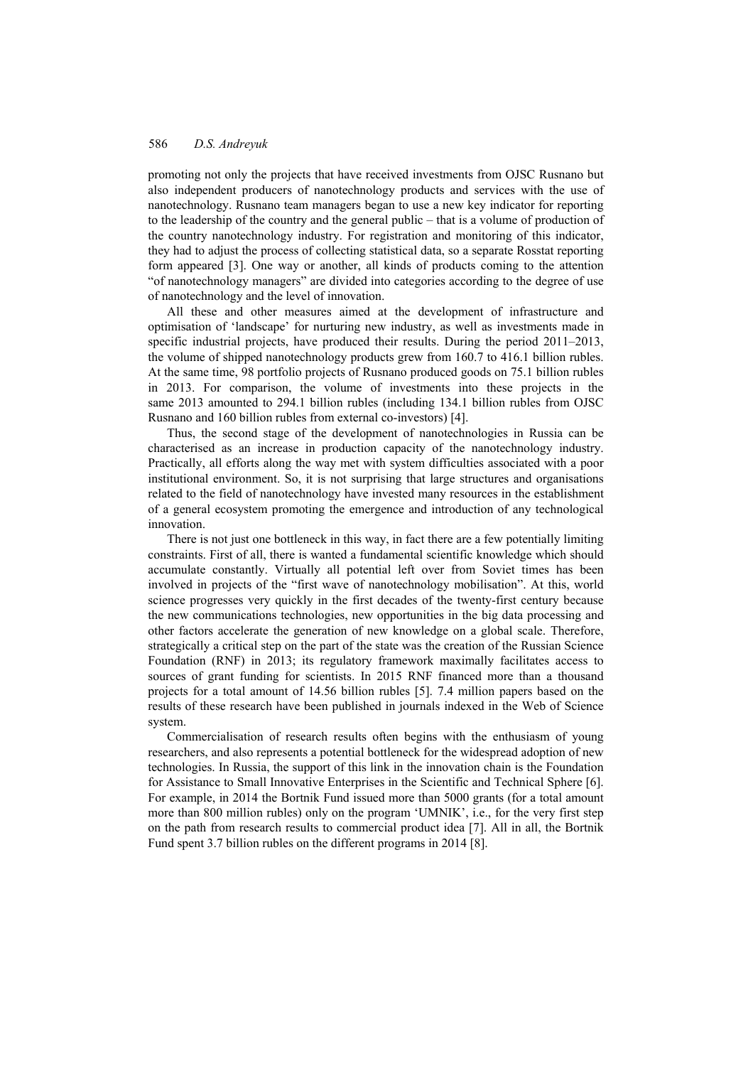promoting not only the projects that have received investments from OJSC Rusnano but also independent producers of nanotechnology products and services with the use of nanotechnology. Rusnano team managers began to use a new key indicator for reporting to the leadership of the country and the general public – that is a volume of production of the country nanotechnology industry. For registration and monitoring of this indicator, they had to adjust the process of collecting statistical data, so a separate Rosstat reporting form appeared [3]. One way or another, all kinds of products coming to the attention "of nanotechnology managers" are divided into categories according to the degree of use of nanotechnology and the level of innovation.

All these and other measures aimed at the development of infrastructure and optimisation of 'landscape' for nurturing new industry, as well as investments made in specific industrial projects, have produced their results. During the period 2011–2013, the volume of shipped nanotechnology products grew from 160.7 to 416.1 billion rubles. At the same time, 98 portfolio projects of Rusnano produced goods on 75.1 billion rubles in 2013. For comparison, the volume of investments into these projects in the same 2013 amounted to 294.1 billion rubles (including 134.1 billion rubles from OJSC Rusnano and 160 billion rubles from external co-investors) [4].

Thus, the second stage of the development of nanotechnologies in Russia can be characterised as an increase in production capacity of the nanotechnology industry. Practically, all efforts along the way met with system difficulties associated with a poor institutional environment. So, it is not surprising that large structures and organisations related to the field of nanotechnology have invested many resources in the establishment of a general ecosystem promoting the emergence and introduction of any technological innovation.

There is not just one bottleneck in this way, in fact there are a few potentially limiting constraints. First of all, there is wanted a fundamental scientific knowledge which should accumulate constantly. Virtually all potential left over from Soviet times has been involved in projects of the "first wave of nanotechnology mobilisation". At this, world science progresses very quickly in the first decades of the twenty-first century because the new communications technologies, new opportunities in the big data processing and other factors accelerate the generation of new knowledge on a global scale. Therefore, strategically a critical step on the part of the state was the creation of the Russian Science Foundation (RNF) in 2013; its regulatory framework maximally facilitates access to sources of grant funding for scientists. In 2015 RNF financed more than a thousand projects for a total amount of 14.56 billion rubles [5]. 7.4 million papers based on the results of these research have been published in journals indexed in the Web of Science system.

Commercialisation of research results often begins with the enthusiasm of young researchers, and also represents a potential bottleneck for the widespread adoption of new technologies. In Russia, the support of this link in the innovation chain is the Foundation for Assistance to Small Innovative Enterprises in the Scientific and Technical Sphere [6]. For example, in 2014 the Bortnik Fund issued more than 5000 grants (for a total amount more than 800 million rubles) only on the program 'UMNIK', i.e., for the very first step on the path from research results to commercial product idea [7]. All in all, the Bortnik Fund spent 3.7 billion rubles on the different programs in 2014 [8].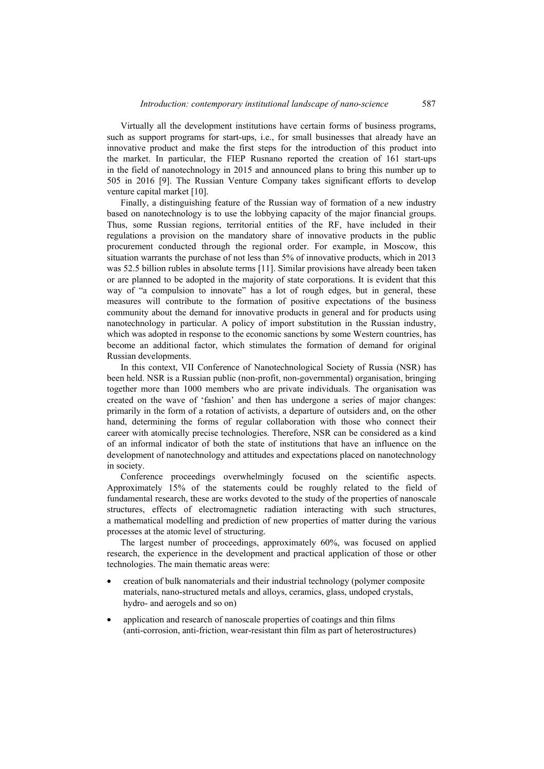Virtually all the development institutions have certain forms of business programs, such as support programs for start-ups, i.e., for small businesses that already have an innovative product and make the first steps for the introduction of this product into the market. In particular, the FIEP Rusnano reported the creation of 161 start-ups in the field of nanotechnology in 2015 and announced plans to bring this number up to 505 in 2016 [9]. The Russian Venture Company takes significant efforts to develop venture capital market [10].

Finally, a distinguishing feature of the Russian way of formation of a new industry based on nanotechnology is to use the lobbying capacity of the major financial groups. Thus, some Russian regions, territorial entities of the RF, have included in their regulations a provision on the mandatory share of innovative products in the public procurement conducted through the regional order. For example, in Moscow, this situation warrants the purchase of not less than 5% of innovative products, which in 2013 was 52.5 billion rubles in absolute terms [11]. Similar provisions have already been taken or are planned to be adopted in the majority of state corporations. It is evident that this way of "a compulsion to innovate" has a lot of rough edges, but in general, these measures will contribute to the formation of positive expectations of the business community about the demand for innovative products in general and for products using nanotechnology in particular. A policy of import substitution in the Russian industry, which was adopted in response to the economic sanctions by some Western countries, has become an additional factor, which stimulates the formation of demand for original Russian developments.

In this context, VII Conference of Nanotechnological Society of Russia (NSR) has been held. NSR is a Russian public (non-profit, non-governmental) organisation, bringing together more than 1000 members who are private individuals. The organisation was created on the wave of 'fashion' and then has undergone a series of major changes: primarily in the form of a rotation of activists, a departure of outsiders and, on the other hand, determining the forms of regular collaboration with those who connect their career with atomically precise technologies. Therefore, NSR can be considered as a kind of an informal indicator of both the state of institutions that have an influence on the development of nanotechnology and attitudes and expectations placed on nanotechnology in society.

Conference proceedings overwhelmingly focused on the scientific aspects. Approximately 15% of the statements could be roughly related to the field of fundamental research, these are works devoted to the study of the properties of nanoscale structures, effects of electromagnetic radiation interacting with such structures, a mathematical modelling and prediction of new properties of matter during the various processes at the atomic level of structuring.

The largest number of proceedings, approximately 60%, was focused on applied research, the experience in the development and practical application of those or other technologies. The main thematic areas were:

- creation of bulk nanomaterials and their industrial technology (polymer composite materials, nano-structured metals and alloys, ceramics, glass, undoped crystals, hydro- and aerogels and so on)
- application and research of nanoscale properties of coatings and thin films (anti-corrosion, anti-friction, wear-resistant thin film as part of heterostructures)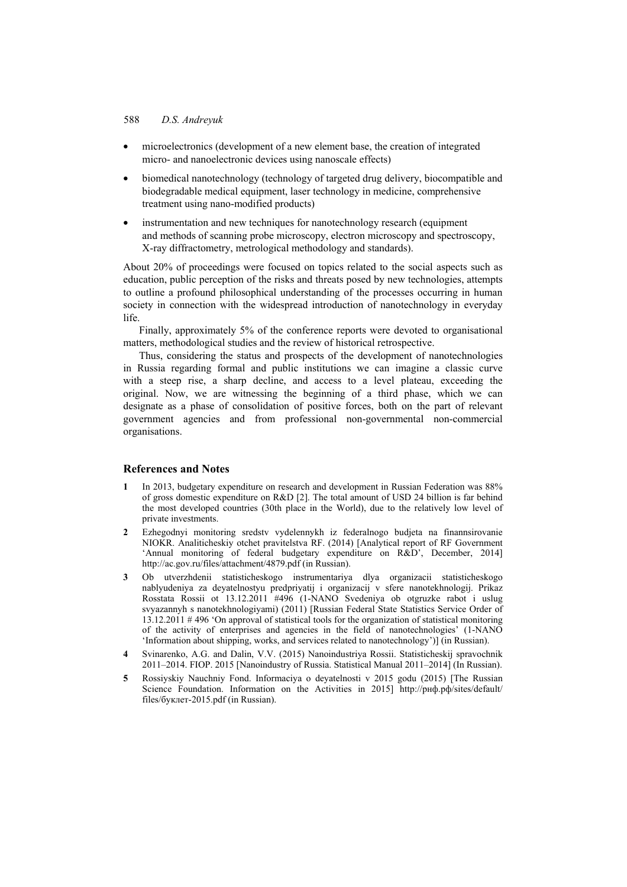- microelectronics (development of a new element base, the creation of integrated micro- and nanoelectronic devices using nanoscale effects)
- biomedical nanotechnology (technology of targeted drug delivery, biocompatible and biodegradable medical equipment, laser technology in medicine, comprehensive treatment using nano-modified products)
- instrumentation and new techniques for nanotechnology research (equipment and methods of scanning probe microscopy, electron microscopy and spectroscopy, X-ray diffractometry, metrological methodology and standards).

About 20% of proceedings were focused on topics related to the social aspects such as education, public perception of the risks and threats posed by new technologies, attempts to outline a profound philosophical understanding of the processes occurring in human society in connection with the widespread introduction of nanotechnology in everyday life.

Finally, approximately 5% of the conference reports were devoted to organisational matters, methodological studies and the review of historical retrospective.

Thus, considering the status and prospects of the development of nanotechnologies in Russia regarding formal and public institutions we can imagine a classic curve with a steep rise, a sharp decline, and access to a level plateau, exceeding the original. Now, we are witnessing the beginning of a third phase, which we can designate as a phase of consolidation of positive forces, both on the part of relevant government agencies and from professional non-governmental non-commercial organisations.

## References and Notes

1. In 2013, budgetary expenditure on research and development in Russian Federation was 88% of gross domestic expenditure on R&D [2]. The total amount of USD 24 billion is far behind the most developed countries (30th place in the World), due to the relatively low level of private investments.
2. Ezhegodnyi monitoring sredstv vydelennykh iz federalnogo budjeta na finannsirovanie NIOKR. Analiticheskiy otchet pravitelstva RF. (2014) [Analytical report of RF Government 'Annual monitoring of federal budgetary expenditure on R&D', December, 2014] http://ac.gov.ru/files/attachment/4879.pdf (in Russian).
3. Ob utverzhdenii statisticheskogo instrumentariya dlya organizacii statisticheskogo nablyudeniya za deyatelnostyu predpriyatij i organizacij v sfere nanotekhnologij. Prikaz Rosstata Rossii ot 13.12.2011 #496 (1-NANO Svedeniya ob otgruzke rabot i uslug svyazannyh s nanotekhnologiyami) (2011) [Russian Federal State Statistics Service Order of 13.12.2011 # 496 'On approval of statistical tools for the organization of statistical monitoring of the activity of enterprises and agencies in the field of nanotechnologies' (1-NANO 'Information about shipping, works, and services related to nanotechnology')] (in Russian).
4. Svinarenko, A.G. and Dalin, V.V. (2015) Nanoindustriya Rossii. Statisticheskij spravochnik 2011–2014. FIOP. 2015 [Nanoindustry of Russia. Statistical Manual 2011–2014] (In Russian).
5. Rossiyskiy Nauchniy Fond. Informaciya o deyatelnosti v 2015 godu (2015) [The Russian Science Foundation. Information on the Activities in 2015] http://рнф.рф/sites/default/files/буклет-2015.pdf (in Russian).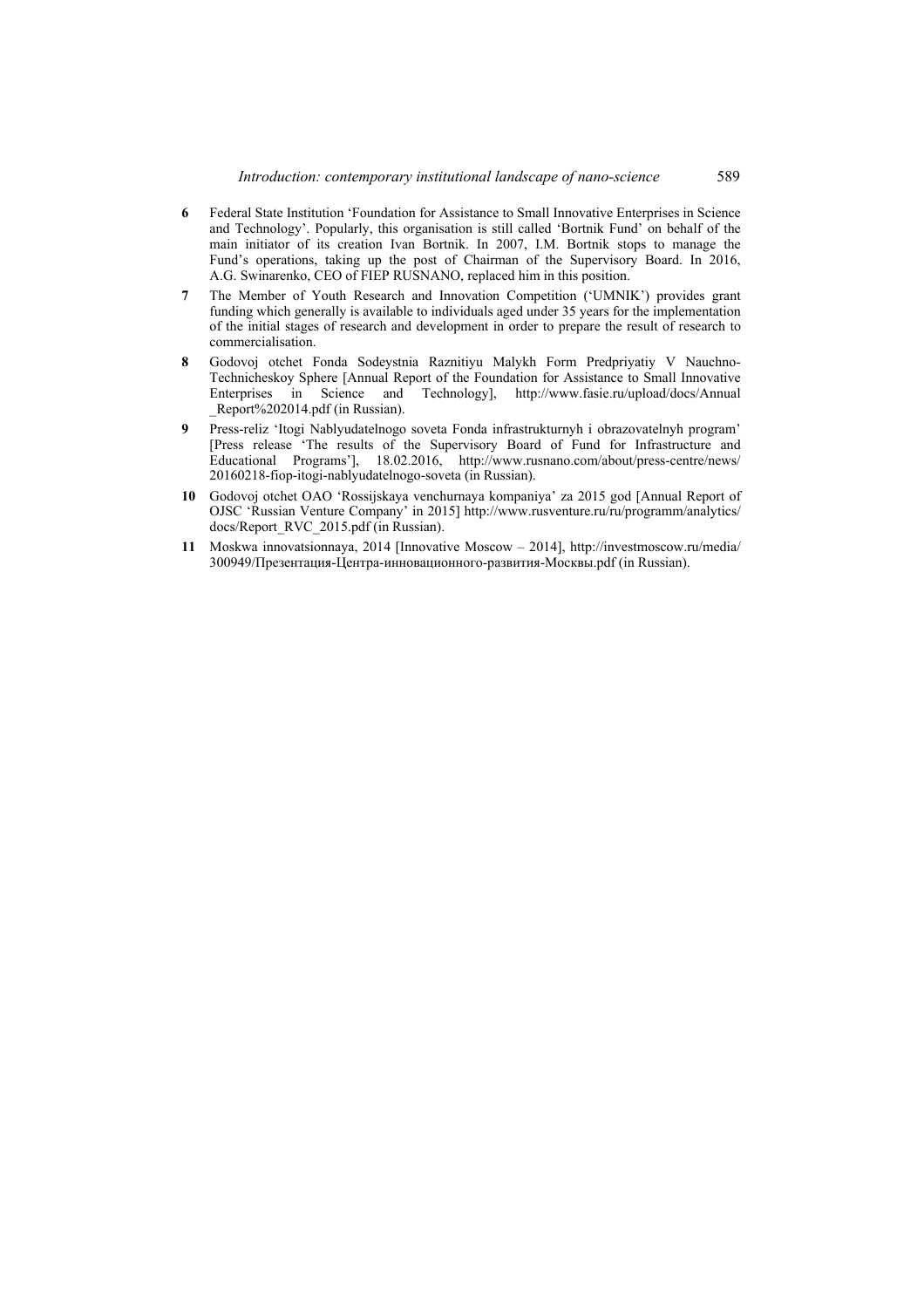**6** Federal State Institution 'Foundation for Assistance to Small Innovative Enterprises in Science and Technology'. Popularly, this organisation is still called 'Bortnik Fund' on behalf of the main initiator of its creation Ivan Bortnik. In 2007, I.M. Bortnik stops to manage the Fund's operations, taking up the post of Chairman of the Supervisory Board. In 2016, A.G. Swinarenko, CEO of FIEP RUSNANO, replaced him in this position.

**7** The Member of Youth Research and Innovation Competition ('UMNIK') provides grant funding which generally is available to individuals aged under 35 years for the implementation of the initial stages of research and development in order to prepare the result of research to commercialisation.

**8** Godovoj otchet Fonda Sodeystnia Raznitiyu Malykh Form Predpriyatiy V Nauchno-Technicheskoy Sphere [Annual Report of the Foundation for Assistance to Small Innovative Enterprises in Science and Technology], http://www.fasie.ru/upload/docs/Annual_Report%202014.pdf (in Russian).

**9** Press-reliz 'Itogi Nablyudatelnogo soveta Fonda infrastrukturnyh i obrazovatelnyh program' [Press release 'The results of the Supervisory Board of Fund for Infrastructure and Educational Programs'], 18.02.2016, http://www.rusnano.com/about/press-centre/news/20160218-fiop-itogi-nablyudatelnogo-soveta (in Russian).

**10** Godovoj otchet OAO 'Rossijskaya venchurnaya kompaniya' za 2015 god [Annual Report of OJSC 'Russian Venture Company' in 2015] http://www.rusventure.ru/ru/programm/analytics/docs/Report_RVC_2015.pdf (in Russian).

**11** Moskwa innovatsionnaya, 2014 [Innovative Moscow – 2014], http://investmoscow.ru/media/300949/Презентация-Центра-инновационного-развития-Москвы.pdf (in Russian).